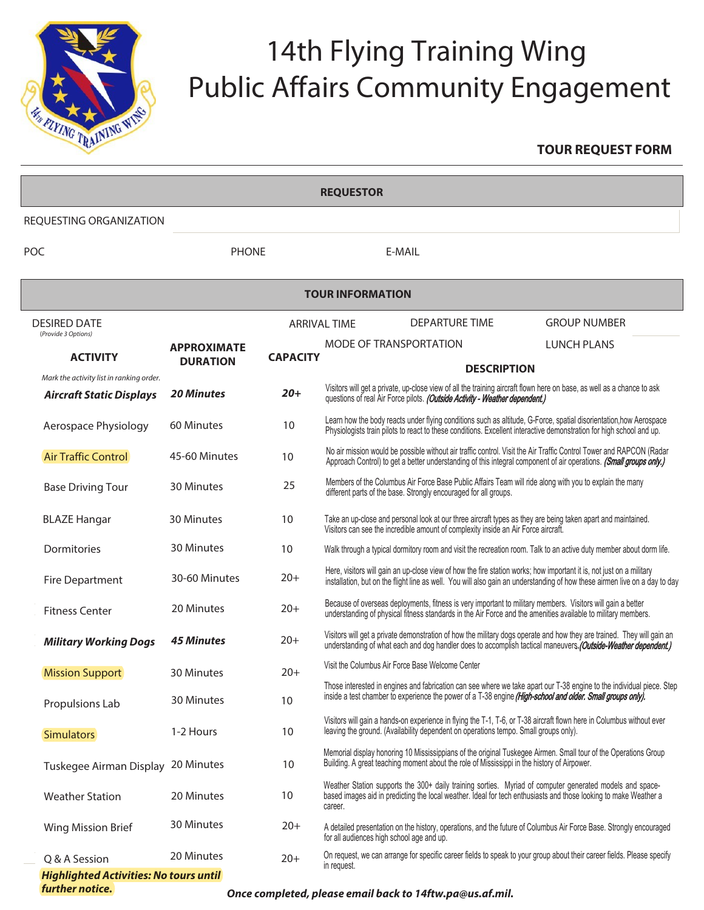# 14th Flying Training Wing
# Public Affairs Community Engagement

**TOUR REQUEST FORM**

## REQUESTOR

REQUESTING ORGANIZATION

POC PHONE E-MAIL

## TOUR INFORMATION

DESIRED DATE *(Provide 3 Options)* ARRIVAL TIME DEPARTURE TIME GROUP NUMBER

MODE OF TRANSPORTATION LUNCH PLANS

| ACTIVITY | APPROXIMATE DURATION | CAPACITY | DESCRIPTION |
|---|---|---|---|
| *Mark the activity list in ranking order.* | | | |
| ***Aircraft Static Displays*** | ***20 Minutes*** | ***20+*** | Visitors will get a private, up-close view of all the training aircraft flown here on base, as well as a chance to ask questions of real Air Force pilots. ***(Outside Activity - Weather dependent.)*** |
| Aerospace Physiology | 60 Minutes | 10 | Learn how the body reacts under flying conditions such as altitude, G-Force, spatial disorientation,how Aerospace Physiologists train pilots to react to these conditions. Excellent interactive demonstration for high school and up. |
| Air Traffic Control | 45-60 Minutes | 10 | No air mission would be possible without air traffic control. Visit the Air Traffic Control Tower and RAPCON (Radar Approach Control) to get a better understanding of this integral component of air operations. ***(Small groups only.)*** |
| Base Driving Tour | 30 Minutes | 25 | Members of the Columbus Air Force Base Public Affairs Team will ride along with you to explain the many different parts of the base. Strongly encouraged for all groups. |
| BLAZE Hangar | 30 Minutes | 10 | Take an up-close and personal look at our three aircraft types as they are being taken apart and maintained. Visitors can see the incredible amount of complexity inside an Air Force aircraft. |
| Dormitories | 30 Minutes | 10 | Walk through a typical dormitory room and visit the recreation room. Talk to an active duty member about dorm life. |
| Fire Department | 30-60 Minutes | 20+ | Here, visitors will gain an up-close view of how the fire station works; how important it is, not just on a military installation, but on the flight line as well. You will also gain an understanding of how these airmen live on a day to day |
| Fitness Center | 20 Minutes | 20+ | Because of overseas deployments, fitness is very important to military members. Visitors will gain a better understanding of physical fitness standards in the Air Force and the amenities available to military members. |
| ***Military Working Dogs*** | ***45 Minutes*** | 20+ | Visitors will get a private demonstration of how the military dogs operate and how they are trained. They will gain an understanding of what each and dog handler does to accomplish tactical maneuvers. ***(Outside-Weather dependent.)*** |
| Mission Support | 30 Minutes | 20+ | Visit the Columbus Air Force Base Welcome Center |
| Propulsions Lab | 30 Minutes | 10 | Those interested in engines and fabrication can see where we take apart our T-38 engine to the individual piece. Step inside a test chamber to experience the power of a T-38 engine ***(High-school and older. Small groups only).*** |
| Simulators | 1-2 Hours | 10 | Visitors will gain a hands-on experience in flying the T-1, T-6, or T-38 aircraft flown here in Columbus without ever leaving the ground. (Availability dependent on operations tempo. Small groups only). |
| Tuskegee Airman Display | 20 Minutes | 10 | Memorial display honoring 10 Mississippians of the original Tuskegee Airmen. Small tour of the Operations Group Building. A great teaching moment about the role of Mississippi in the history of Airpower. |
| Weather Station | 20 Minutes | 10 | Weather Station supports the 300+ daily training sorties. Myriad of computer generated models and space-based images aid in predicting the local weather. Ideal for tech enthusiasts and those looking to make Weather a career. |
| Wing Mission Brief | 30 Minutes | 20+ | A detailed presentation on the history, operations, and the future of Columbus Air Force Base. Strongly encouraged for all audiences high school age and up. |
| Q & A Session | 20 Minutes | 20+ | On request, we can arrange for specific career fields to speak to your group about their career fields. Please specify in request. |

***Highlighted Activities: No tours until further notice.***

***Once completed, please email back to 14ftw.pa@us.af.mil.***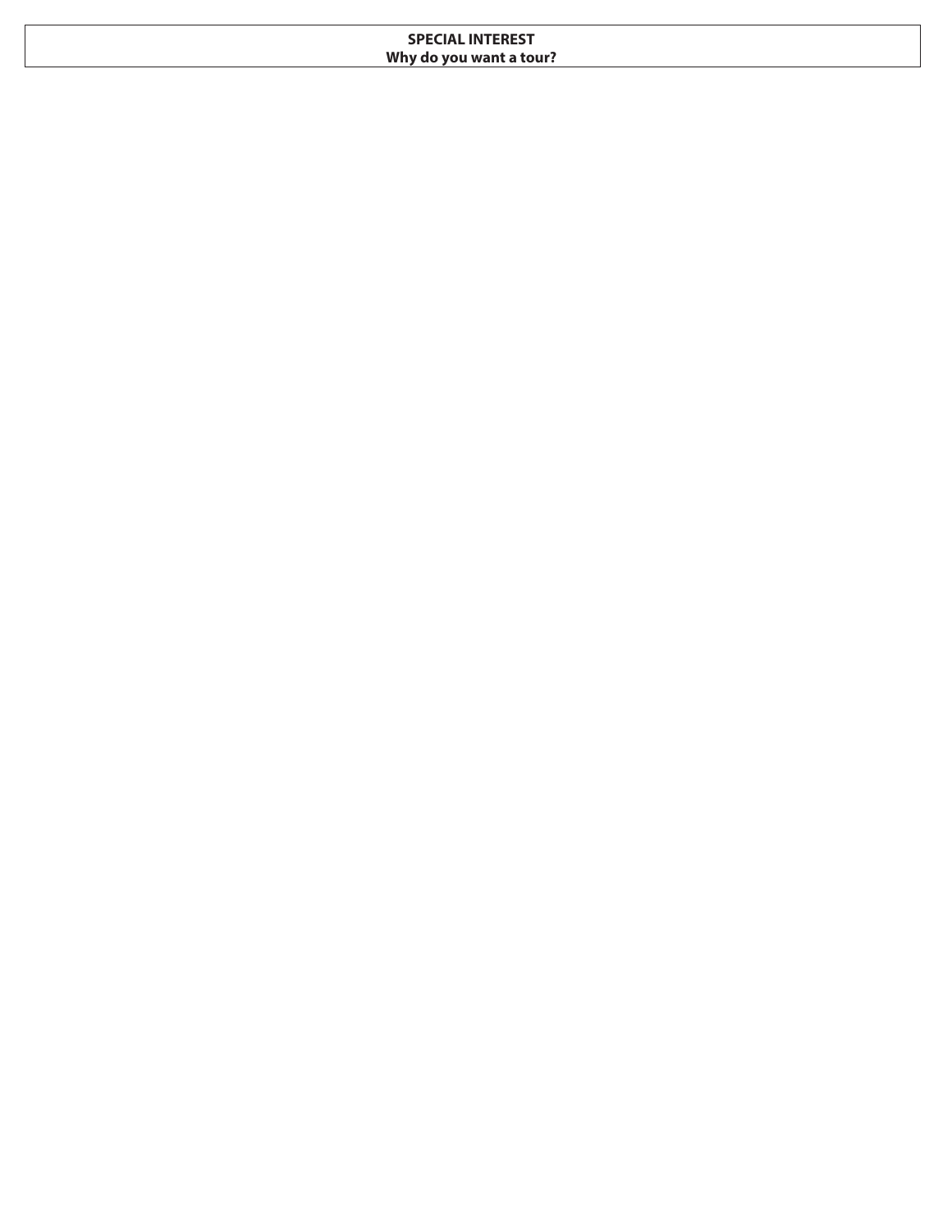**SPECIAL INTEREST**

**Why do you want a tour?**